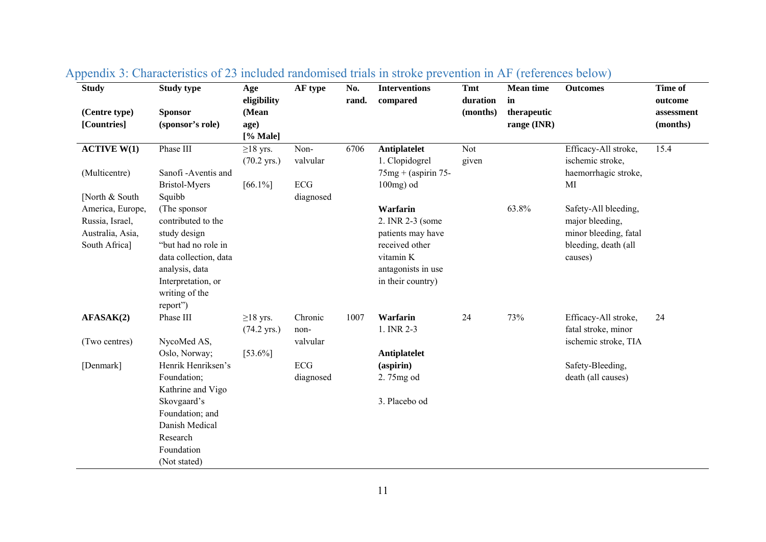## Appendix 3: Characteristics of 23 included randomised trials in stroke prevention in AF (references below)

| Study<br><br>(Centre type)<br>[Countries] | Study type<br><br>Sponsor<br>(sponsor's role) | Age eligibility<br>(Mean age)<br>[% Male] | AF type | No. rand. | Interventions compared | Tmt duration (months) | Mean time in therapeutic range (INR) | Outcomes | Time of outcome assessment (months) |
|---|---|---|---|---|---|---|---|---|---|
| **ACTIVE W(1)**<br><br>(Multicentre)<br><br>[North & South America, Europe, Russia, Israel, Australia, Asia, South Africa] | Phase III<br><br>Sanofi -Aventis and Bristol-Myers Squibb<br>(The sponsor contributed to the study design "but had no role in data collection, data analysis, data Interpretation, or writing of the report") | ≥18 yrs.<br>(70.2 yrs.)<br><br>[66.1%] | Non-valvular<br><br>ECG diagnosed | 6706 | **Antiplatelet**<br>1. Clopidogrel 75mg + (aspirin 75-100mg) od<br><br>**Warfarin**<br>2. INR 2-3 (some patients may have received other vitamin K antagonists in use in their country) | Not given | <br><br><br><br>63.8% | Efficacy-All stroke, ischemic stroke, haemorrhagic stroke, MI<br><br>Safety-All bleeding, major bleeding, minor bleeding, fatal bleeding, death (all causes) | 15.4 |
| **AFASAK(2)**<br><br>(Two centres)<br><br>[Denmark] | Phase III<br><br>NycoMed AS, Oslo, Norway; Henrik Henriksen's Foundation; Kathrine and Vigo Skovgaard's Foundation; and Danish Medical Research Foundation<br>(Not stated) | ≥18 yrs.<br>(74.2 yrs.)<br><br>[53.6%] | Chronic non-valvular<br><br>ECG diagnosed | 1007 | **Warfarin**<br>1. INR 2-3<br><br>**Antiplatelet (aspirin)**<br>2. 75mg od<br><br>3. Placebo od | 24 | 73% | Efficacy-All stroke, fatal stroke, minor ischemic stroke, TIA<br><br>Safety-Bleeding, death (all causes) | 24 |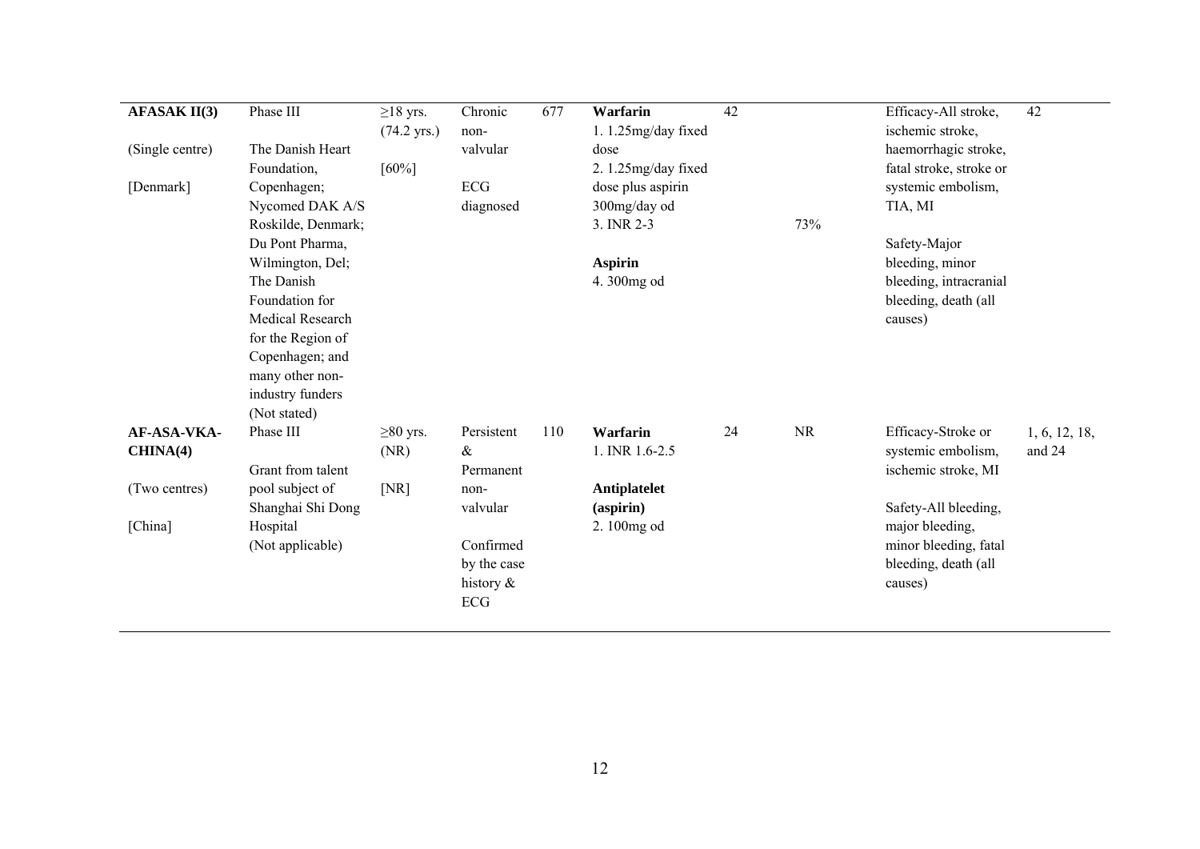| | | | | | | | | | |
|---|---|---|---|---|---|---|---|---|---|
| **AFASAK II(3)**<br><br>(Single centre)<br><br>[Denmark] | Phase III<br><br>The Danish Heart Foundation, Copenhagen; Nycomed DAK A/S Roskilde, Denmark; Du Pont Pharma, Wilmington, Del; The Danish Foundation for Medical Research for the Region of Copenhagen; and many other non-industry funders<br>(Not stated) | ≥18 yrs. (74.2 yrs.)<br><br>[60%] | Chronic non-valvular<br><br>ECG diagnosed | 677 | **Warfarin**<br>1. 1.25mg/day fixed dose<br>2. 1.25mg/day fixed dose plus aspirin 300mg/day od<br>3. INR 2-3<br><br>**Aspirin**<br>4. 300mg od | 42 | 73% | Efficacy-All stroke, ischemic stroke, haemorrhagic stroke, fatal stroke, stroke or systemic embolism, TIA, MI<br><br>Safety-Major bleeding, minor bleeding, intracranial bleeding, death (all causes) | 42 |
| **AF-ASA-VKA-CHINA(4)**<br><br>(Two centres)<br><br>[China] | Phase III<br><br>Grant from talent pool subject of Shanghai Shi Dong Hospital<br>(Not applicable) | ≥80 yrs. (NR)<br><br>[NR] | Persistent & Permanent non-valvular<br><br>Confirmed by the case history & ECG | 110 | **Warfarin**<br>1. INR 1.6-2.5<br><br>**Antiplatelet (aspirin)**<br>2. 100mg od | 24 | NR | Efficacy-Stroke or systemic embolism, ischemic stroke, MI<br><br>Safety-All bleeding, major bleeding, minor bleeding, fatal bleeding, death (all causes) | 1, 6, 12, 18, and 24 |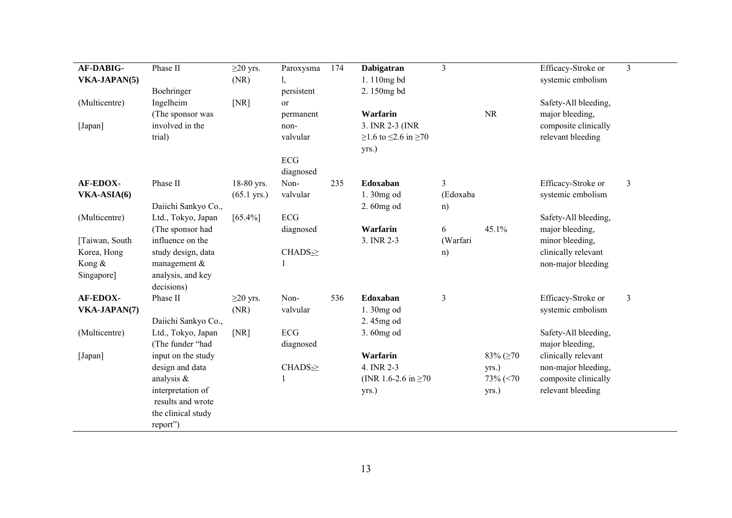| | | | | | | | | | |
|---|---|---|---|---|---|---|---|---|---|
| **AF-DABIG-VKA-JAPAN(5)**<br><br>(Multicentre)<br><br>[Japan] | Phase II<br><br>Boehringer Ingelheim<br>(The sponsor was involved in the trial) | ≥20 yrs. (NR)<br><br>[NR] | Paroxysmal, persistent or permanent non-valvular<br><br>ECG diagnosed | 174 | **Dabigatran**<br>1. 110mg bd<br>2. 150mg bd<br><br>**Warfarin**<br>3. INR 2-3 (INR ≥1.6 to ≤2.6 in ≥70 yrs.) | 3 | <br><br><br><br>NR | Efficacy-Stroke or systemic embolism<br><br>Safety-All bleeding, major bleeding, composite clinically relevant bleeding | 3 |
| **AF-EDOX-VKA-ASIA(6)**<br><br>(Multicentre)<br><br>[Taiwan, South Korea, Hong Kong & Singapore] | Phase II<br><br>Daiichi Sankyo Co., Ltd., Tokyo, Japan<br>(The sponsor had influence on the study design, data management & analysis, and key decisions) | 18-80 yrs. (65.1 yrs.)<br><br>[65.4%] | Non-valvular<br><br>ECG diagnosed<br><br>$CHADS_2$≥ 1 | 235 | **Edoxaban**<br>1. 30mg od<br>2. 60mg od<br><br>**Warfarin**<br>3. INR 2-3 | 3 (Edoxaban)<br><br>6 (Warfarin) | <br><br><br><br>45.1% | Efficacy-Stroke or systemic embolism<br><br>Safety-All bleeding, major bleeding, minor bleeding, clinically relevant non-major bleeding | 3 |
| **AF-EDOX-VKA-JAPAN(7)**<br><br>(Multicentre)<br><br>[Japan] | Phase II<br><br>Daiichi Sankyo Co., Ltd., Tokyo, Japan<br>(The funder "had input on the study design and data analysis & interpretation of results and wrote the clinical study report") | ≥20 yrs. (NR)<br><br>[NR] | Non-valvular<br><br>ECG diagnosed<br><br>$CHADS_2$≥ 1 | 536 | **Edoxaban**<br>1. 30mg od<br>2. 45mg od<br>3. 60mg od<br><br>**Warfarin**<br>4. INR 2-3<br>(INR 1.6-2.6 in ≥70 yrs.) | 3 | <br><br><br><br><br>83% (≥70 yrs.)<br>73% (<70 yrs.) | Efficacy-Stroke or systemic embolism<br><br>Safety-All bleeding, major bleeding, clinically relevant non-major bleeding, composite clinically relevant bleeding | 3 |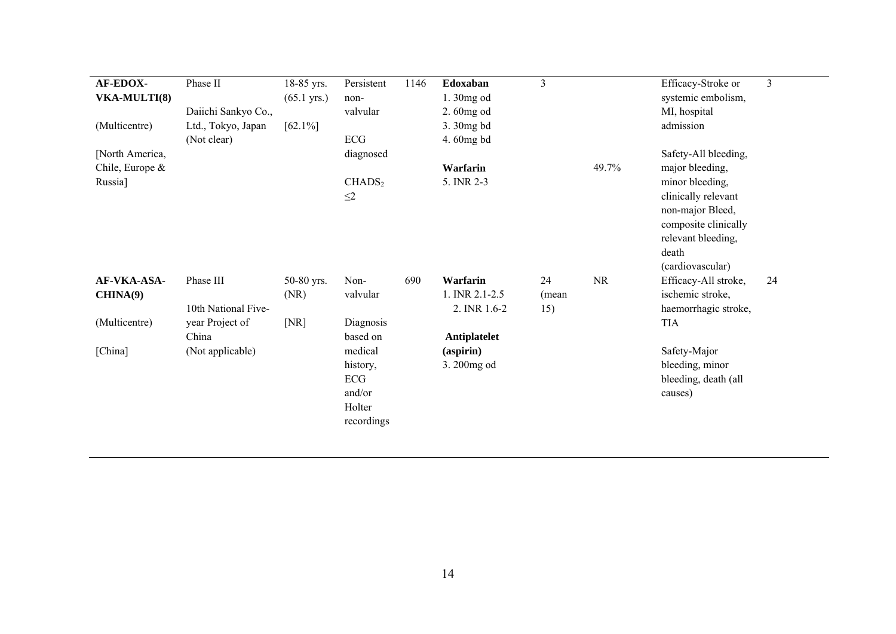| | | | | | | | | | |
|---|---|---|---|---|---|---|---|---|---|
| **AF-EDOX-VKA-MULTI(8)**<br><br>(Multicentre)<br><br>[North America, Chile, Europe & Russia] | Phase II<br><br>Daiichi Sankyo Co., Ltd., Tokyo, Japan<br>(Not clear) | 18-85 yrs.<br>(65.1 yrs.)<br><br>[62.1%] | Persistent non-valvular<br><br>ECG diagnosed<br><br>$CHADS_2$ $\leq 2$ | 1146 | **Edoxaban**<br>1. 30mg od<br>2. 60mg od<br>3. 30mg bd<br>4. 60mg bd<br><br>**Warfarin**<br>5. INR 2-3 | 3 | 49.7% | Efficacy-Stroke or systemic embolism, MI, hospital admission<br><br>Safety-All bleeding, major bleeding, minor bleeding, clinically relevant non-major Bleed, composite clinically relevant bleeding, death (cardiovascular) | 3 |
| **AF-VKA-ASA-CHINA(9)**<br><br>(Multicentre)<br><br>[China] | Phase III<br><br>10th National Five-year Project of China<br>(Not applicable) | 50-80 yrs.<br>(NR)<br><br>[NR] | Non-valvular<br><br>Diagnosis based on medical history, ECG and/or Holter recordings | 690 | **Warfarin**<br>1. INR 2.1-2.5<br>2. INR 1.6-2<br><br>**Antiplatelet (aspirin)**<br>3. 200mg od | 24 (mean 15) | NR | Efficacy-All stroke, ischemic stroke, haemorrhagic stroke, TIA<br><br>Safety-Major bleeding, minor bleeding, death (all causes) | 24 |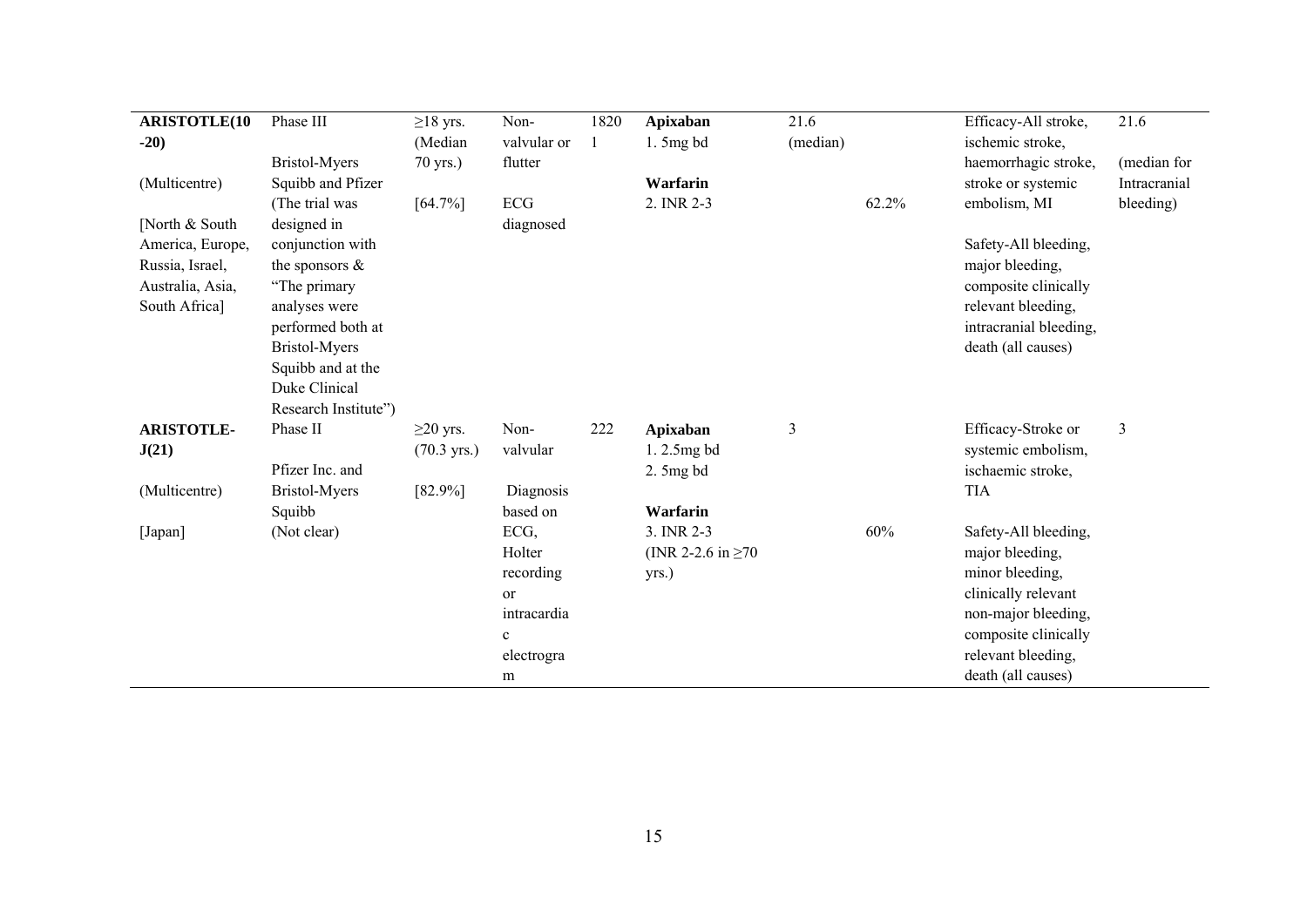| | | | | | | | | | |
|---|---|---|---|---|---|---|---|---|---|
| **ARISTOTLE(10-20)**<br><br>(Multicentre)<br><br>[North & South America, Europe, Russia, Israel, Australia, Asia, South Africa] | Phase III<br><br>Bristol-Myers Squibb and Pfizer (The trial was designed in conjunction with the sponsors & "The primary analyses were performed both at Bristol-Myers Squibb and at the Duke Clinical Research Institute") | ≥18 yrs. (Median 70 yrs.)<br><br>[64.7%] | Non-valvular or flutter<br><br>ECG diagnosed | 18201 | **Apixaban**<br>1. 5mg bd<br><br>**Warfarin**<br>2. INR 2-3 | 21.6 (median) | 62.2% | Efficacy-All stroke, ischemic stroke, haemorrhagic stroke, stroke or systemic embolism, MI<br><br>Safety-All bleeding, major bleeding, composite clinically relevant bleeding, intracranial bleeding, death (all causes) | 21.6<br><br>(median for Intracranial bleeding) |
| **ARISTOTLE-J(21)**<br><br>(Multicentre)<br><br>[Japan] | Phase II<br><br>Pfizer Inc. and Bristol-Myers Squibb<br>(Not clear) | ≥20 yrs. (70.3 yrs.)<br><br>[82.9%] | Non-valvular<br><br>Diagnosis based on ECG, Holter recording or intracardiac electrogram | 222 | **Apixaban**<br>1. 2.5mg bd<br>2. 5mg bd<br><br>**Warfarin**<br>3. INR 2-3 (INR 2-2.6 in ≥70 yrs.) | 3 | 60% | Efficacy-Stroke or systemic embolism, ischaemic stroke, TIA<br><br>Safety-All bleeding, major bleeding, minor bleeding, clinically relevant non-major bleeding, composite clinically relevant bleeding, death (all causes) | 3 |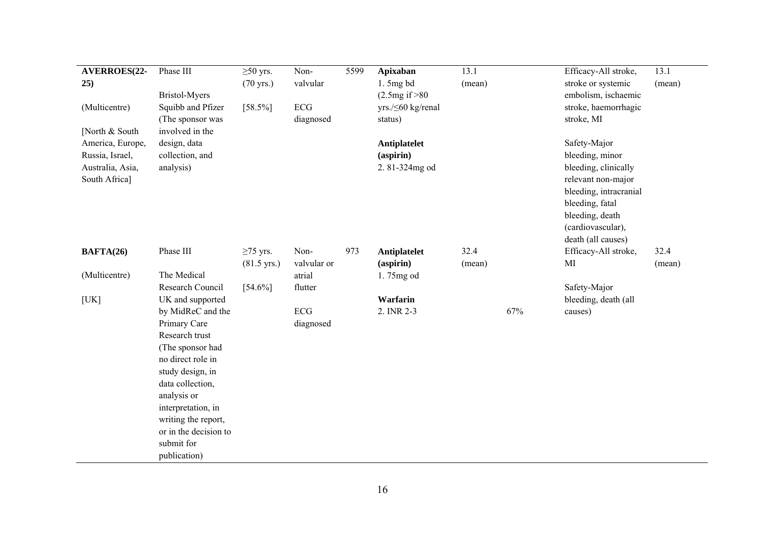| | | | | | | | | | |
|---|---|---|---|---|---|---|---|---|---|
| **AVERROES(22-25)**<br><br>(Multicentre)<br><br>[North & South America, Europe, Russia, Israel, Australia, Asia, South Africa] | Phase III<br><br>Bristol-Myers Squibb and Pfizer (The sponsor was involved in the design, data collection, and analysis) | ≥50 yrs.<br>(70 yrs.)<br><br>[58.5%] | Non-valvular<br><br>ECG diagnosed | 5599 | **Apixaban**<br>1. 5mg bd (2.5mg if >80 yrs./≤60 kg/renal status)<br><br>**Antiplatelet (aspirin)**<br>2. 81-324mg od | 13.1 (mean) | | Efficacy-All stroke, stroke or systemic embolism, ischaemic stroke, haemorrhagic stroke, MI<br><br>Safety-Major bleeding, minor bleeding, clinically relevant non-major bleeding, intracranial bleeding, fatal bleeding, death (cardiovascular), death (all causes) | 13.1 (mean) |
| **BAFTA(26)**<br><br>(Multicentre)<br><br>[UK] | Phase III<br><br>The Medical Research Council UK and supported by MidReC and the Primary Care Research trust (The sponsor had no direct role in study design, in data collection, analysis or interpretation, in writing the report, or in the decision to submit for publication) | ≥75 yrs.<br>(81.5 yrs.)<br><br>[54.6%] | Non-valvular or atrial flutter<br><br>ECG diagnosed | 973 | **Antiplatelet (aspirin)**<br>1. 75mg od<br><br>**Warfarin**<br>2. INR 2-3 | 32.4 (mean) | 67% | Efficacy-All stroke, MI<br><br>Safety-Major bleeding, death (all causes) | 32.4 (mean) |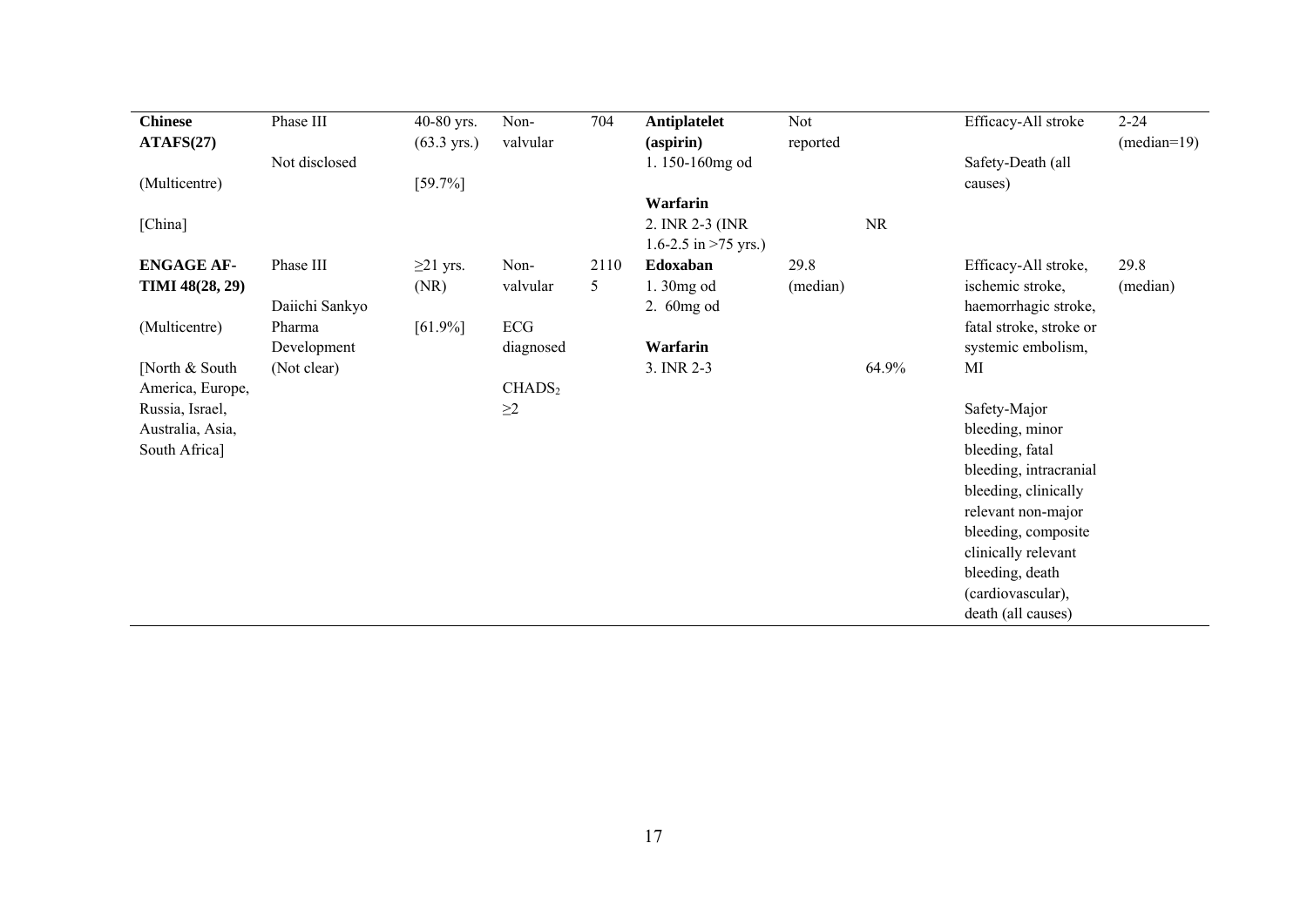| | | | | | | | | | |
|---|---|---|---|---|---|---|---|---|---|
| **Chinese ATAFS(27)**<br><br>(Multicentre)<br><br>[China] | Phase III<br><br>Not disclosed | 40-80 yrs. (63.3 yrs.)<br><br>[59.7%] | Non-valvular | 704 | **Antiplatelet (aspirin)**<br>1. 150-160mg od<br><br>**Warfarin**<br>2. INR 2-3 (INR 1.6-2.5 in >75 yrs.) | Not reported | NR | Efficacy-All stroke<br><br>Safety-Death (all causes) | 2-24 (median=19) |
| **ENGAGE AF-TIMI 48(28, 29)**<br><br>(Multicentre)<br><br>[North & South America, Europe, Russia, Israel, Australia, Asia, South Africa] | Phase III<br><br>Daiichi Sankyo Pharma Development (Not clear) | ≥21 yrs. (NR)<br><br>[61.9%] | Non-valvular<br><br>ECG diagnosed<br><br>$CHADS_2$ ≥2 | 21105 | **Edoxaban**<br>1. 30mg od<br>2. 60mg od<br><br>**Warfarin**<br>3. INR 2-3 | 29.8 (median) | 64.9% | Efficacy-All stroke, ischemic stroke, haemorrhagic stroke, fatal stroke, stroke or systemic embolism, MI<br><br>Safety-Major bleeding, minor bleeding, fatal bleeding, intracranial bleeding, clinically relevant non-major bleeding, composite clinically relevant bleeding, death (cardiovascular), death (all causes) | 29.8 (median) |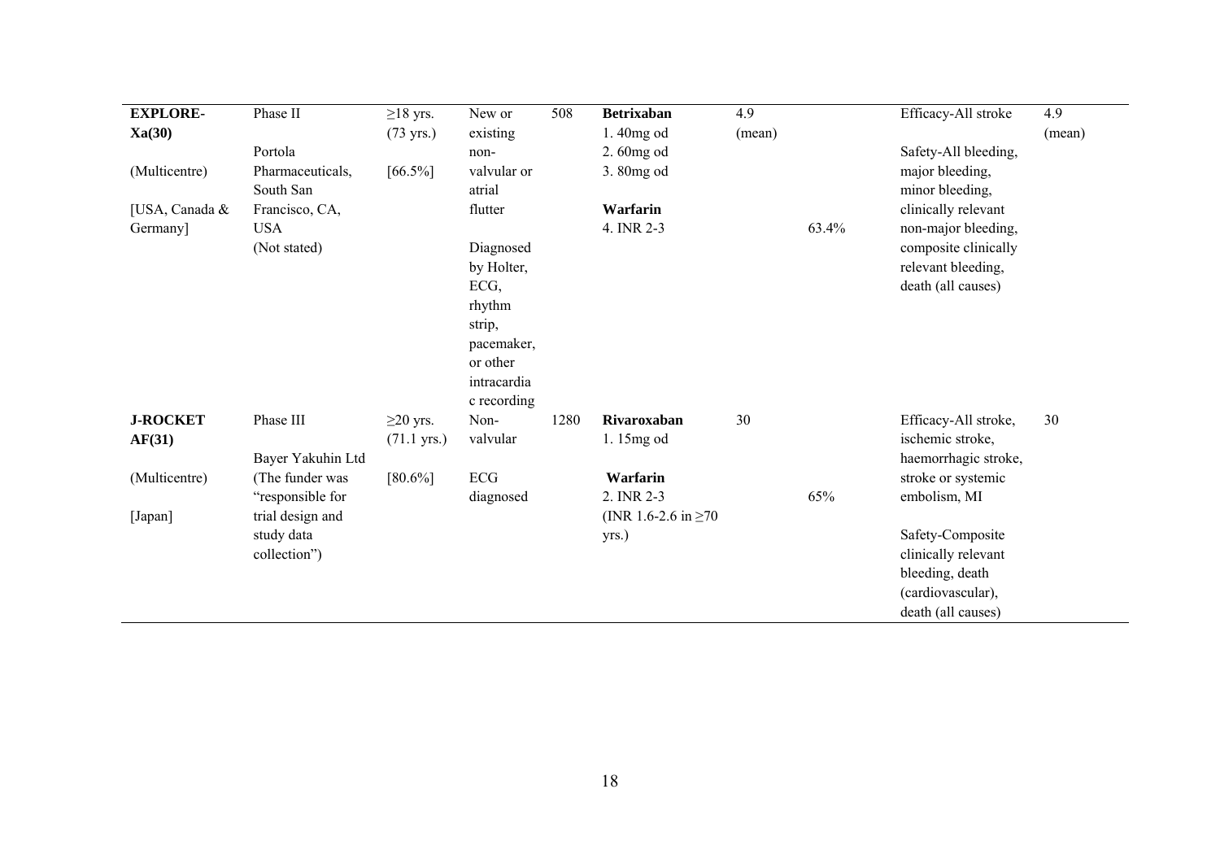| | | | | | | | | | |
|---|---|---|---|---|---|---|---|---|---|
| **EXPLORE-Xa(30)**<br><br>(Multicentre)<br><br>[USA, Canada & Germany] | Phase II<br><br>Portola Pharmaceuticals, South San Francisco, CA, USA<br>(Not stated) | ≥18 yrs.<br>(73 yrs.)<br><br>[66.5%] | New or existing non-valvular or atrial flutter<br><br>Diagnosed by Holter, ECG, rhythm strip, pacemaker, or other intracardiac recording | 508 | **Betrixaban**<br>1. 40mg od<br>2. 60mg od<br>3. 80mg od<br><br>**Warfarin**<br>4. INR 2-3 | 4.9<br>(mean) | 63.4% | Efficacy-All stroke<br><br>Safety-All bleeding, major bleeding, minor bleeding, clinically relevant non-major bleeding, composite clinically relevant bleeding, death (all causes) | 4.9<br>(mean) |
| **J-ROCKET AF(31)**<br><br>(Multicentre)<br><br>[Japan] | Phase III<br><br>Bayer Yakuhin Ltd<br>(The funder was "responsible for trial design and study data collection") | ≥20 yrs.<br>(71.1 yrs.)<br><br>[80.6%] | Non-valvular<br><br>ECG diagnosed | 1280 | **Rivaroxaban**<br>1. 15mg od<br><br>**Warfarin**<br>2. INR 2-3<br>(INR 1.6-2.6 in ≥70 yrs.) | 30 | 65% | Efficacy-All stroke, ischemic stroke, haemorrhagic stroke, stroke or systemic embolism, MI<br><br>Safety-Composite clinically relevant bleeding, death (cardiovascular), death (all causes) | 30 |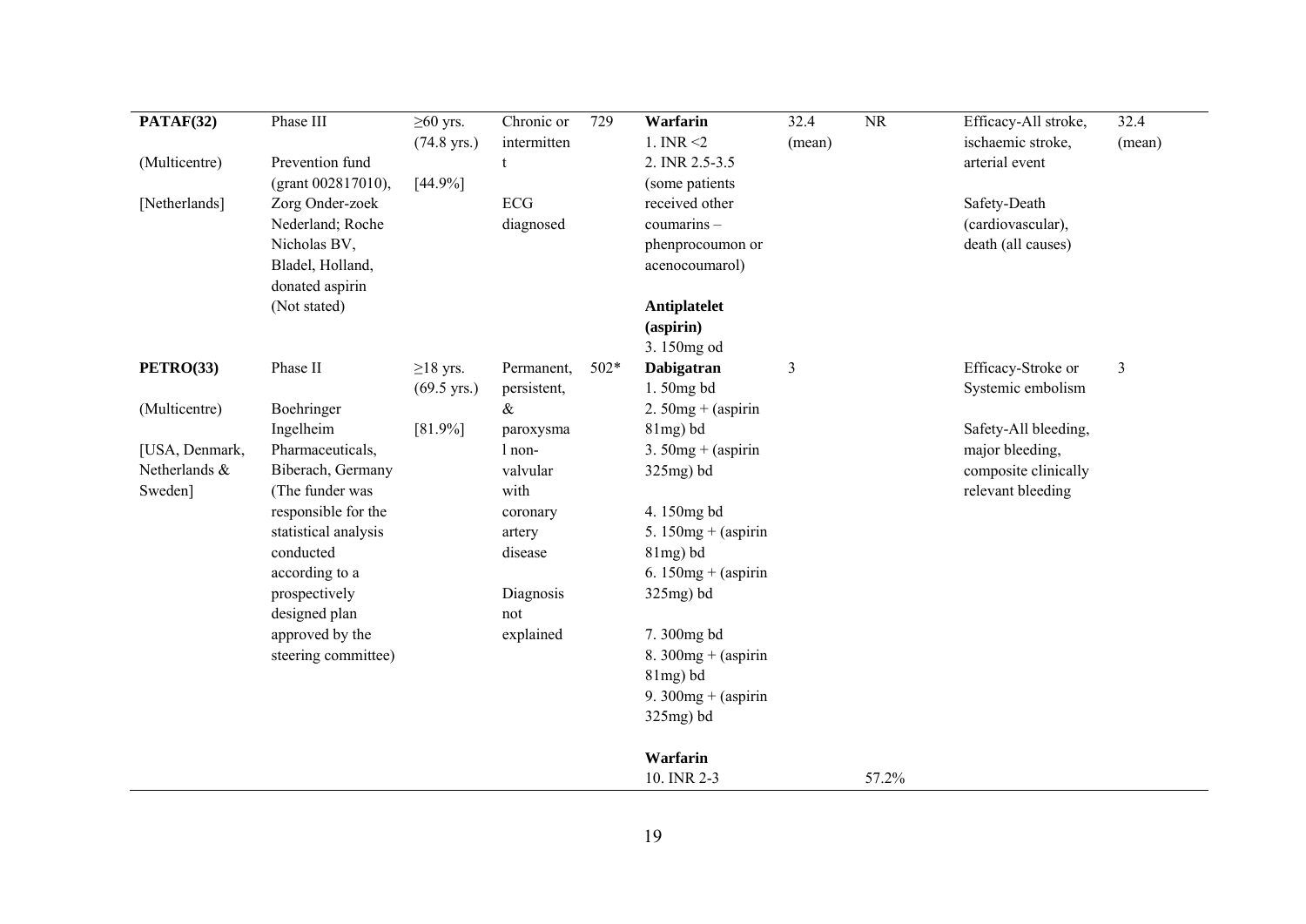| | | | | | | | | | |
|---|---|---|---|---|---|---|---|---|---|
| **PATAF(32)**<br><br>(Multicentre)<br><br>[Netherlands] | Phase III<br><br>Prevention fund (grant 002817010), Zorg Onder-zoek Nederland; Roche Nicholas BV, Bladel, Holland, donated aspirin (Not stated) | ≥60 yrs. (74.8 yrs.)<br><br>[44.9%] | Chronic or intermittent<br><br>ECG diagnosed | 729 | **Warfarin**<br>1. INR <2<br>2. INR 2.5-3.5 (some patients received other coumarins – phenprocoumon or acenocoumarol)<br><br>**Antiplatelet (aspirin)**<br>3. 150mg od | 32.4 (mean) | NR | Efficacy-All stroke, ischaemic stroke, arterial event<br><br>Safety-Death (cardiovascular), death (all causes) | 32.4 (mean) |
| **PETRO(33)**<br><br>(Multicentre)<br><br>[USA, Denmark, Netherlands & Sweden] | Phase II<br><br>Boehringer Ingelheim Pharmaceuticals, Biberach, Germany (The funder was responsible for the statistical analysis conducted according to a prospectively designed plan approved by the steering committee) | ≥18 yrs. (69.5 yrs.)<br><br>[81.9%] | Permanent, persistent, & paroxysmal non-valvular with coronary artery disease<br><br>Diagnosis not explained | 502* | **Dabigatran**<br>1. 50mg bd<br>2. 50mg + (aspirin 81mg) bd<br>3. 50mg + (aspirin 325mg) bd<br><br>4. 150mg bd<br>5. 150mg + (aspirin 81mg) bd<br>6. 150mg + (aspirin 325mg) bd<br><br>7. 300mg bd<br>8. 300mg + (aspirin 81mg) bd<br>9. 300mg + (aspirin 325mg) bd<br><br>**Warfarin**<br>10. INR 2-3 | 3 | 57.2% | Efficacy-Stroke or Systemic embolism<br><br>Safety-All bleeding, major bleeding, composite clinically relevant bleeding | 3 |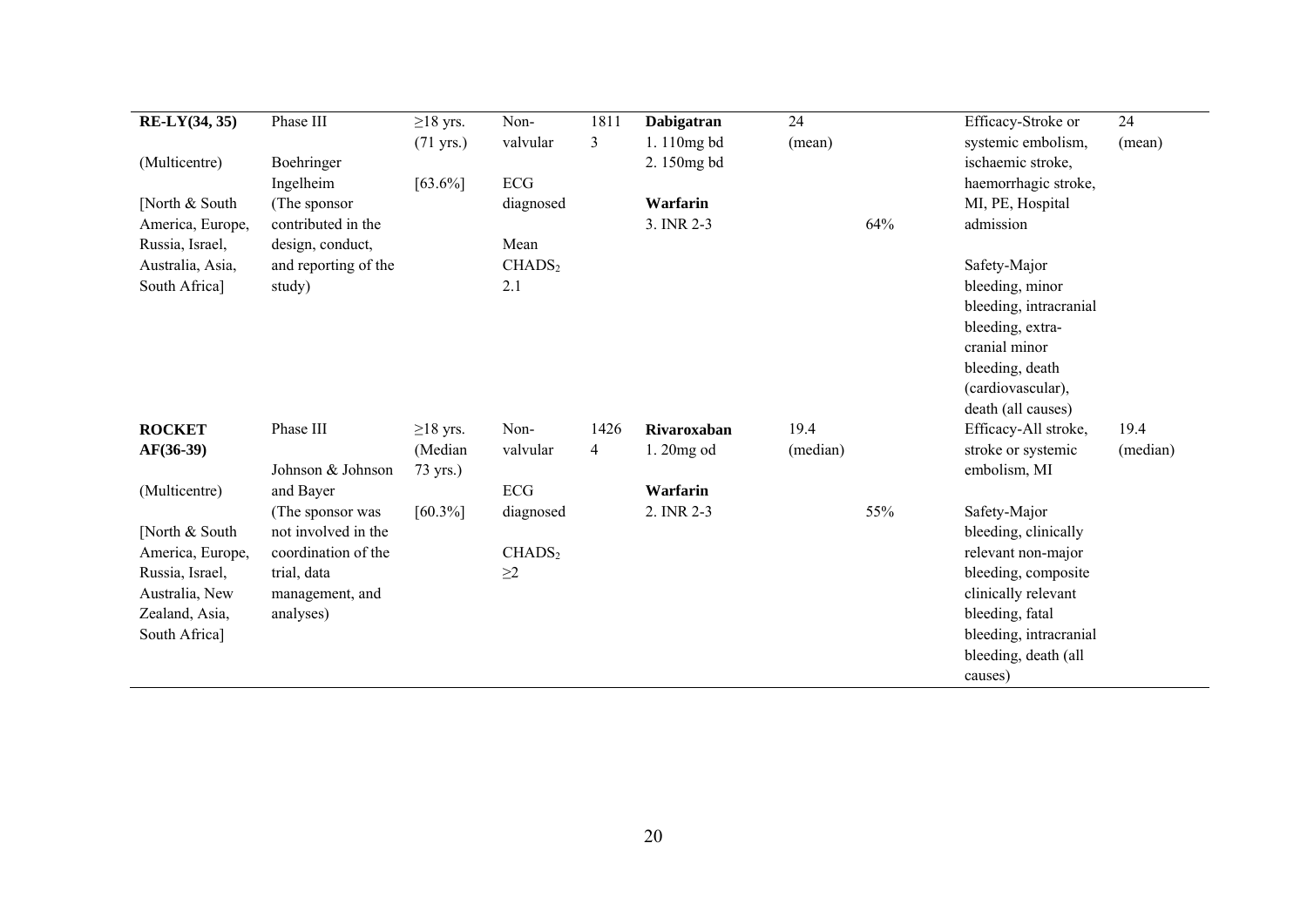| **RE-LY(34, 35)** (Multicentre) [North & South America, Europe, Russia, Israel, Australia, Asia, South Africa] | Phase III Boehringer Ingelheim (The sponsor contributed in the design, conduct, and reporting of the study) | ≥18 yrs. (71 yrs.) [63.6%] | Non-valvular ECG diagnosed Mean $CHADS_2$ 2.1 | 18113 | **Dabigatran** 1. 110mg bd 2. 150mg bd **Warfarin** 3. INR 2-3 | 24 (mean) | 64% | Efficacy-Stroke or systemic embolism, ischaemic stroke, haemorrhagic stroke, MI, PE, Hospital admission Safety-Major bleeding, minor bleeding, intracranial bleeding, extra-cranial minor bleeding, death (cardiovascular), death (all causes) | 24 (mean) |
|---|---|---|---|---|---|---|---|---|---|
| **ROCKET AF(36-39)** (Multicentre) [North & South America, Europe, Russia, Israel, Australia, New Zealand, Asia, South Africa] | Phase III Johnson & Johnson and Bayer (The sponsor was not involved in the coordination of the trial, data management, and analyses) | ≥18 yrs. (Median 73 yrs.) [60.3%] | Non-valvular ECG diagnosed $CHADS_2$ ≥2 | 14264 | **Rivaroxaban** 1. 20mg od **Warfarin** 2. INR 2-3 | 19.4 (median) | 55% | Efficacy-All stroke, stroke or systemic embolism, MI Safety-Major bleeding, clinically relevant non-major bleeding, composite clinically relevant bleeding, fatal bleeding, intracranial bleeding, death (all causes) | 19.4 (median) |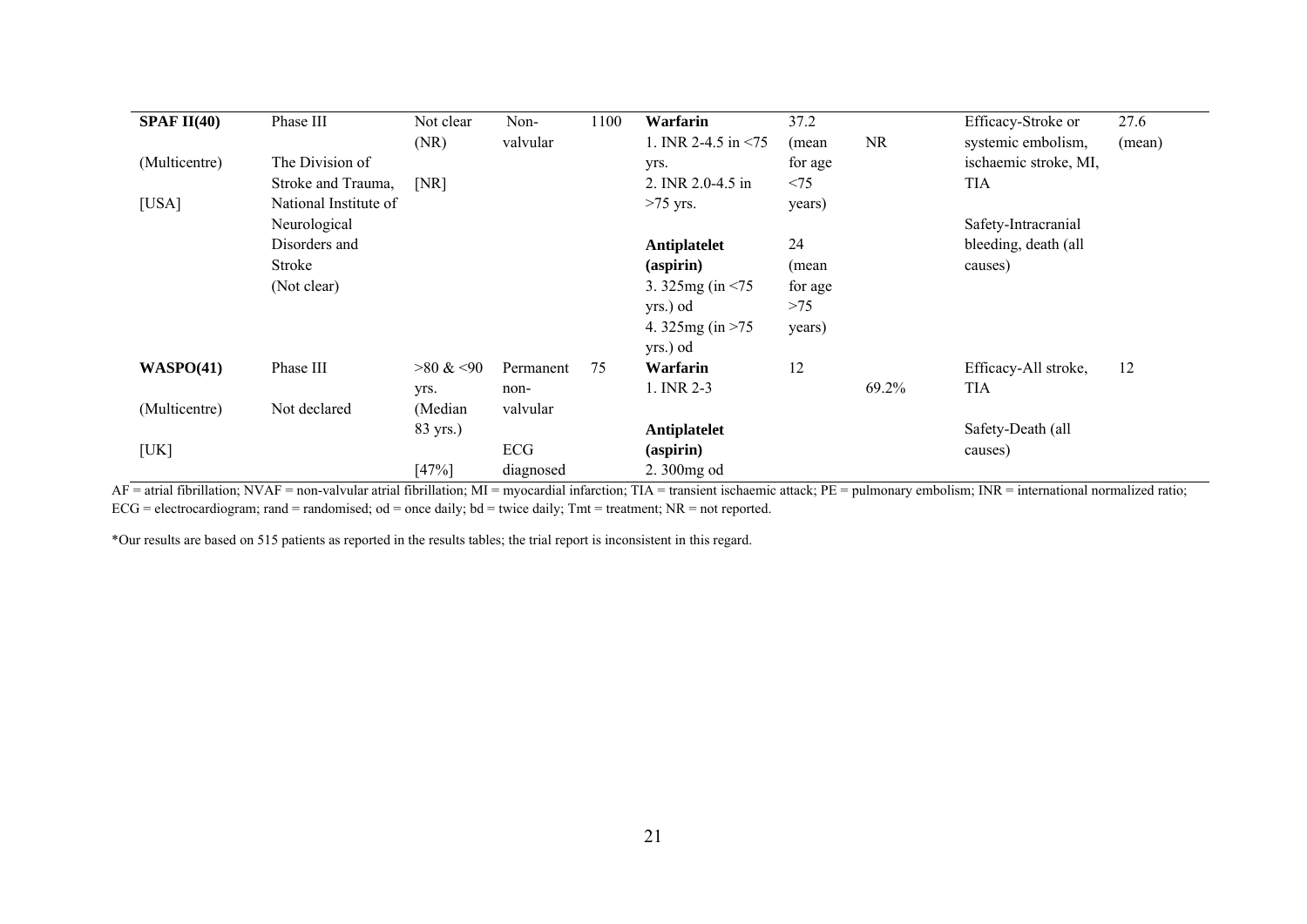| | | | | | | | | | |
|---|---|---|---|---|---|---|---|---|---|
| **SPAF II(40)** (Multicentre) [USA] | Phase III The Division of Stroke and Trauma, National Institute of Neurological Disorders and Stroke (Not clear) | Not clear (NR) [NR] | Non-valvular | 1100 | **Warfarin** 1. INR 2-4.5 in <75 yrs. 2. INR 2.0-4.5 in >75 yrs. **Antiplatelet (aspirin)** 3. 325mg (in <75 yrs.) od 4. 325mg (in >75 yrs.) od | 37.2 (mean for age <75 years) 24 (mean for age >75 years) | NR | Efficacy-Stroke or systemic embolism, ischaemic stroke, MI, TIA Safety-Intracranial bleeding, death (all causes) | 27.6 (mean) |
| **WASPO(41)** (Multicentre) [UK] | Phase III Not declared | >80 & <90 yrs. (Median 83 yrs.) [47%] | Permanent non-valvular ECG diagnosed | 75 | **Warfarin** 1. INR 2-3 **Antiplatelet (aspirin)** 2. 300mg od | 12 | 69.2% | Efficacy-All stroke, TIA Safety-Death (all causes) | 12 |

AF = atrial fibrillation; NVAF = non-valvular atrial fibrillation; MI = myocardial infarction; TIA = transient ischaemic attack; PE = pulmonary embolism; INR = international normalized ratio; ECG = electrocardiogram; rand = randomised; od = once daily; bd = twice daily; Tmt = treatment; NR = not reported.

*Our results are based on 515 patients as reported in the results tables; the trial report is inconsistent in this regard.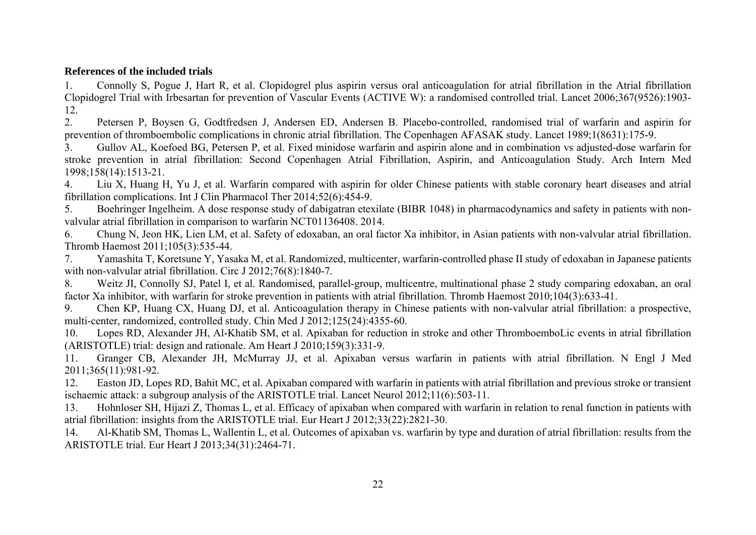**References of the included trials**

1. Connolly S, Pogue J, Hart R, et al. Clopidogrel plus aspirin versus oral anticoagulation for atrial fibrillation in the Atrial fibrillation Clopidogrel Trial with Irbesartan for prevention of Vascular Events (ACTIVE W): a randomised controlled trial. Lancet 2006;367(9526):1903-12.
2. Petersen P, Boysen G, Godtfredsen J, Andersen ED, Andersen B. Placebo-controlled, randomised trial of warfarin and aspirin for prevention of thromboembolic complications in chronic atrial fibrillation. The Copenhagen AFASAK study. Lancet 1989;1(8631):175-9.
3. Gullov AL, Koefoed BG, Petersen P, et al. Fixed minidose warfarin and aspirin alone and in combination vs adjusted-dose warfarin for stroke prevention in atrial fibrillation: Second Copenhagen Atrial Fibrillation, Aspirin, and Anticoagulation Study. Arch Intern Med 1998;158(14):1513-21.
4. Liu X, Huang H, Yu J, et al. Warfarin compared with aspirin for older Chinese patients with stable coronary heart diseases and atrial fibrillation complications. Int J Clin Pharmacol Ther 2014;52(6):454-9.
5. Boehringer Ingelheim. A dose response study of dabigatran etexilate (BIBR 1048) in pharmacodynamics and safety in patients with non-valvular atrial fibrillation in comparison to warfarin NCT01136408. 2014.
6. Chung N, Jeon HK, Lien LM, et al. Safety of edoxaban, an oral factor Xa inhibitor, in Asian patients with non-valvular atrial fibrillation. Thromb Haemost 2011;105(3):535-44.
7. Yamashita T, Koretsune Y, Yasaka M, et al. Randomized, multicenter, warfarin-controlled phase II study of edoxaban in Japanese patients with non-valvular atrial fibrillation. Circ J 2012;76(8):1840-7.
8. Weitz JI, Connolly SJ, Patel I, et al. Randomised, parallel-group, multicentre, multinational phase 2 study comparing edoxaban, an oral factor Xa inhibitor, with warfarin for stroke prevention in patients with atrial fibrillation. Thromb Haemost 2010;104(3):633-41.
9. Chen KP, Huang CX, Huang DJ, et al. Anticoagulation therapy in Chinese patients with non-valvular atrial fibrillation: a prospective, multi-center, randomized, controlled study. Chin Med J 2012;125(24):4355-60.
10. Lopes RD, Alexander JH, Al-Khatib SM, et al. Apixaban for reduction in stroke and other ThromboemboLic events in atrial fibrillation (ARISTOTLE) trial: design and rationale. Am Heart J 2010;159(3):331-9.
11. Granger CB, Alexander JH, McMurray JJ, et al. Apixaban versus warfarin in patients with atrial fibrillation. N Engl J Med 2011;365(11):981-92.
12. Easton JD, Lopes RD, Bahit MC, et al. Apixaban compared with warfarin in patients with atrial fibrillation and previous stroke or transient ischaemic attack: a subgroup analysis of the ARISTOTLE trial. Lancet Neurol 2012;11(6):503-11.
13. Hohnloser SH, Hijazi Z, Thomas L, et al. Efficacy of apixaban when compared with warfarin in relation to renal function in patients with atrial fibrillation: insights from the ARISTOTLE trial. Eur Heart J 2012;33(22):2821-30.
14. Al-Khatib SM, Thomas L, Wallentin L, et al. Outcomes of apixaban vs. warfarin by type and duration of atrial fibrillation: results from the ARISTOTLE trial. Eur Heart J 2013;34(31):2464-71.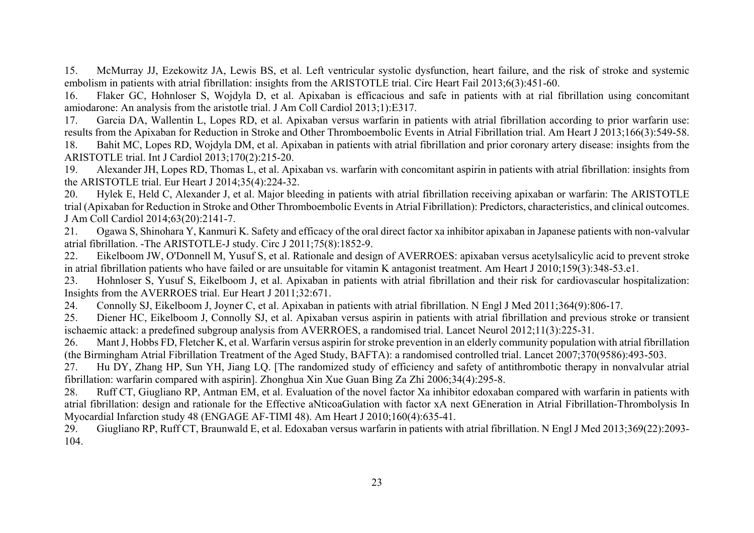15. McMurray JJ, Ezekowitz JA, Lewis BS, et al. Left ventricular systolic dysfunction, heart failure, and the risk of stroke and systemic embolism in patients with atrial fibrillation: insights from the ARISTOTLE trial. Circ Heart Fail 2013;6(3):451-60.
16. Flaker GC, Hohnloser S, Wojdyla D, et al. Apixaban is efficacious and safe in patients with at rial fibrillation using concomitant amiodarone: An analysis from the aristotle trial. J Am Coll Cardiol 2013;1):E317.
17. Garcia DA, Wallentin L, Lopes RD, et al. Apixaban versus warfarin in patients with atrial fibrillation according to prior warfarin use: results from the Apixaban for Reduction in Stroke and Other Thromboembolic Events in Atrial Fibrillation trial. Am Heart J 2013;166(3):549-58.
18. Bahit MC, Lopes RD, Wojdyla DM, et al. Apixaban in patients with atrial fibrillation and prior coronary artery disease: insights from the ARISTOTLE trial. Int J Cardiol 2013;170(2):215-20.
19. Alexander JH, Lopes RD, Thomas L, et al. Apixaban vs. warfarin with concomitant aspirin in patients with atrial fibrillation: insights from the ARISTOTLE trial. Eur Heart J 2014;35(4):224-32.
20. Hylek E, Held C, Alexander J, et al. Major bleeding in patients with atrial fibrillation receiving apixaban or warfarin: The ARISTOTLE trial (Apixaban for Reduction in Stroke and Other Thromboembolic Events in Atrial Fibrillation): Predictors, characteristics, and clinical outcomes. J Am Coll Cardiol 2014;63(20):2141-7.
21. Ogawa S, Shinohara Y, Kanmuri K. Safety and efficacy of the oral direct factor xa inhibitor apixaban in Japanese patients with non-valvular atrial fibrillation. -The ARISTOTLE-J study. Circ J 2011;75(8):1852-9.
22. Eikelboom JW, O'Donnell M, Yusuf S, et al. Rationale and design of AVERROES: apixaban versus acetylsalicylic acid to prevent stroke in atrial fibrillation patients who have failed or are unsuitable for vitamin K antagonist treatment. Am Heart J 2010;159(3):348-53.e1.
23. Hohnloser S, Yusuf S, Eikelboom J, et al. Apixaban in patients with atrial fibrillation and their risk for cardiovascular hospitalization: Insights from the AVERROES trial. Eur Heart J 2011;32:671.
24. Connolly SJ, Eikelboom J, Joyner C, et al. Apixaban in patients with atrial fibrillation. N Engl J Med 2011;364(9):806-17.
25. Diener HC, Eikelboom J, Connolly SJ, et al. Apixaban versus aspirin in patients with atrial fibrillation and previous stroke or transient ischaemic attack: a predefined subgroup analysis from AVERROES, a randomised trial. Lancet Neurol 2012;11(3):225-31.
26. Mant J, Hobbs FD, Fletcher K, et al. Warfarin versus aspirin for stroke prevention in an elderly community population with atrial fibrillation (the Birmingham Atrial Fibrillation Treatment of the Aged Study, BAFTA): a randomised controlled trial. Lancet 2007;370(9586):493-503.
27. Hu DY, Zhang HP, Sun YH, Jiang LQ. [The randomized study of efficiency and safety of antithrombotic therapy in nonvalvular atrial fibrillation: warfarin compared with aspirin]. Zhonghua Xin Xue Guan Bing Za Zhi 2006;34(4):295-8.
28. Ruff CT, Giugliano RP, Antman EM, et al. Evaluation of the novel factor Xa inhibitor edoxaban compared with warfarin in patients with atrial fibrillation: design and rationale for the Effective aNticoaGulation with factor xA next GEneration in Atrial Fibrillation-Thrombolysis In Myocardial Infarction study 48 (ENGAGE AF-TIMI 48). Am Heart J 2010;160(4):635-41.
29. Giugliano RP, Ruff CT, Braunwald E, et al. Edoxaban versus warfarin in patients with atrial fibrillation. N Engl J Med 2013;369(22):2093-104.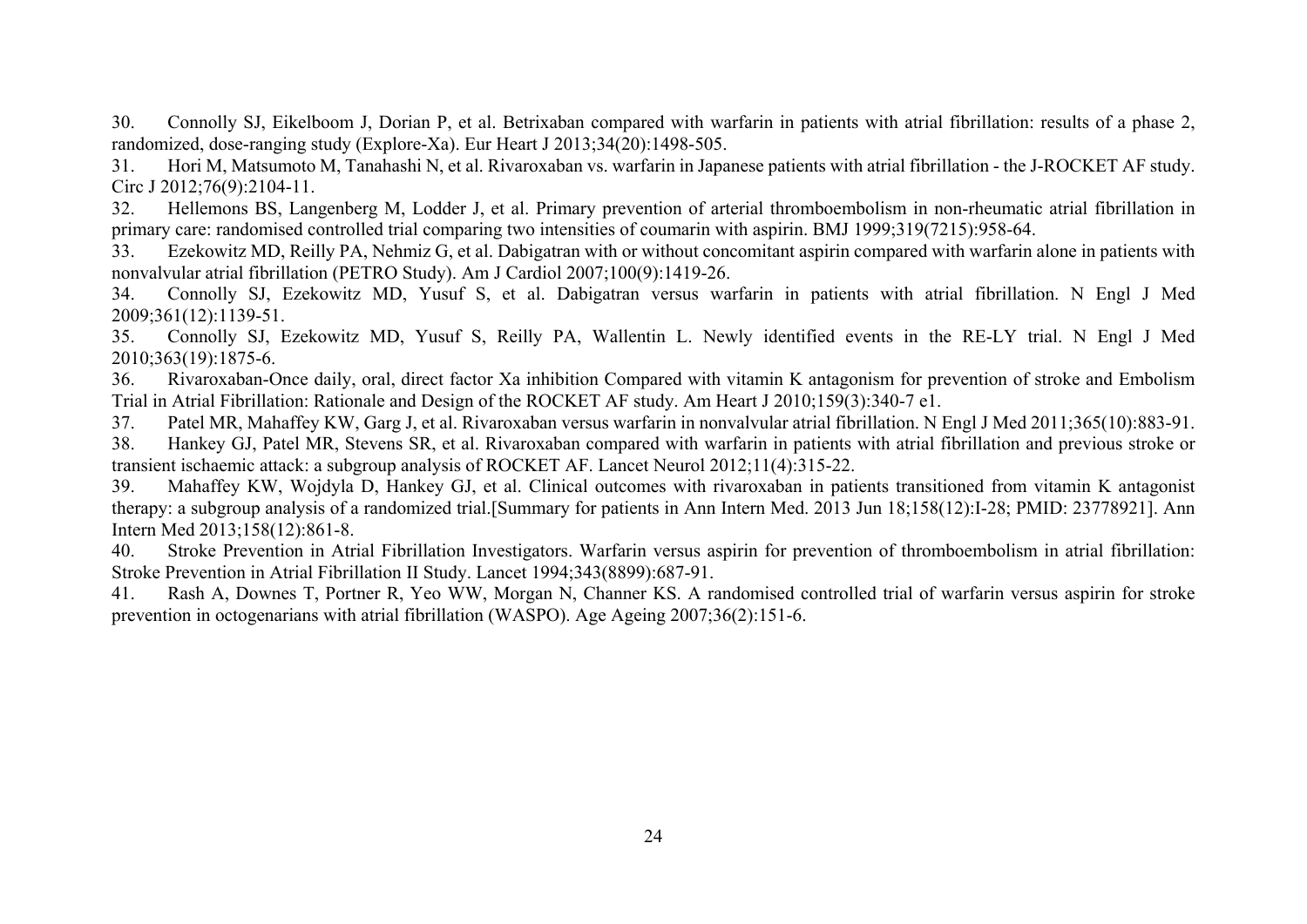30. Connolly SJ, Eikelboom J, Dorian P, et al. Betrixaban compared with warfarin in patients with atrial fibrillation: results of a phase 2, randomized, dose-ranging study (Explore-Xa). Eur Heart J 2013;34(20):1498-505.

31. Hori M, Matsumoto M, Tanahashi N, et al. Rivaroxaban vs. warfarin in Japanese patients with atrial fibrillation - the J-ROCKET AF study. Circ J 2012;76(9):2104-11.

32. Hellemons BS, Langenberg M, Lodder J, et al. Primary prevention of arterial thromboembolism in non-rheumatic atrial fibrillation in primary care: randomised controlled trial comparing two intensities of coumarin with aspirin. BMJ 1999;319(7215):958-64.

33. Ezekowitz MD, Reilly PA, Nehmiz G, et al. Dabigatran with or without concomitant aspirin compared with warfarin alone in patients with nonvalvular atrial fibrillation (PETRO Study). Am J Cardiol 2007;100(9):1419-26.

34. Connolly SJ, Ezekowitz MD, Yusuf S, et al. Dabigatran versus warfarin in patients with atrial fibrillation. N Engl J Med 2009;361(12):1139-51.

35. Connolly SJ, Ezekowitz MD, Yusuf S, Reilly PA, Wallentin L. Newly identified events in the RE-LY trial. N Engl J Med 2010;363(19):1875-6.

36. Rivaroxaban-Once daily, oral, direct factor Xa inhibition Compared with vitamin K antagonism for prevention of stroke and Embolism Trial in Atrial Fibrillation: Rationale and Design of the ROCKET AF study. Am Heart J 2010;159(3):340-7 e1.

37. Patel MR, Mahaffey KW, Garg J, et al. Rivaroxaban versus warfarin in nonvalvular atrial fibrillation. N Engl J Med 2011;365(10):883-91.

38. Hankey GJ, Patel MR, Stevens SR, et al. Rivaroxaban compared with warfarin in patients with atrial fibrillation and previous stroke or transient ischaemic attack: a subgroup analysis of ROCKET AF. Lancet Neurol 2012;11(4):315-22.

39. Mahaffey KW, Wojdyla D, Hankey GJ, et al. Clinical outcomes with rivaroxaban in patients transitioned from vitamin K antagonist therapy: a subgroup analysis of a randomized trial.[Summary for patients in Ann Intern Med. 2013 Jun 18;158(12):I-28; PMID: 23778921]. Ann Intern Med 2013;158(12):861-8.

40. Stroke Prevention in Atrial Fibrillation Investigators. Warfarin versus aspirin for prevention of thromboembolism in atrial fibrillation: Stroke Prevention in Atrial Fibrillation II Study. Lancet 1994;343(8899):687-91.

41. Rash A, Downes T, Portner R, Yeo WW, Morgan N, Channer KS. A randomised controlled trial of warfarin versus aspirin for stroke prevention in octogenarians with atrial fibrillation (WASPO). Age Ageing 2007;36(2):151-6.